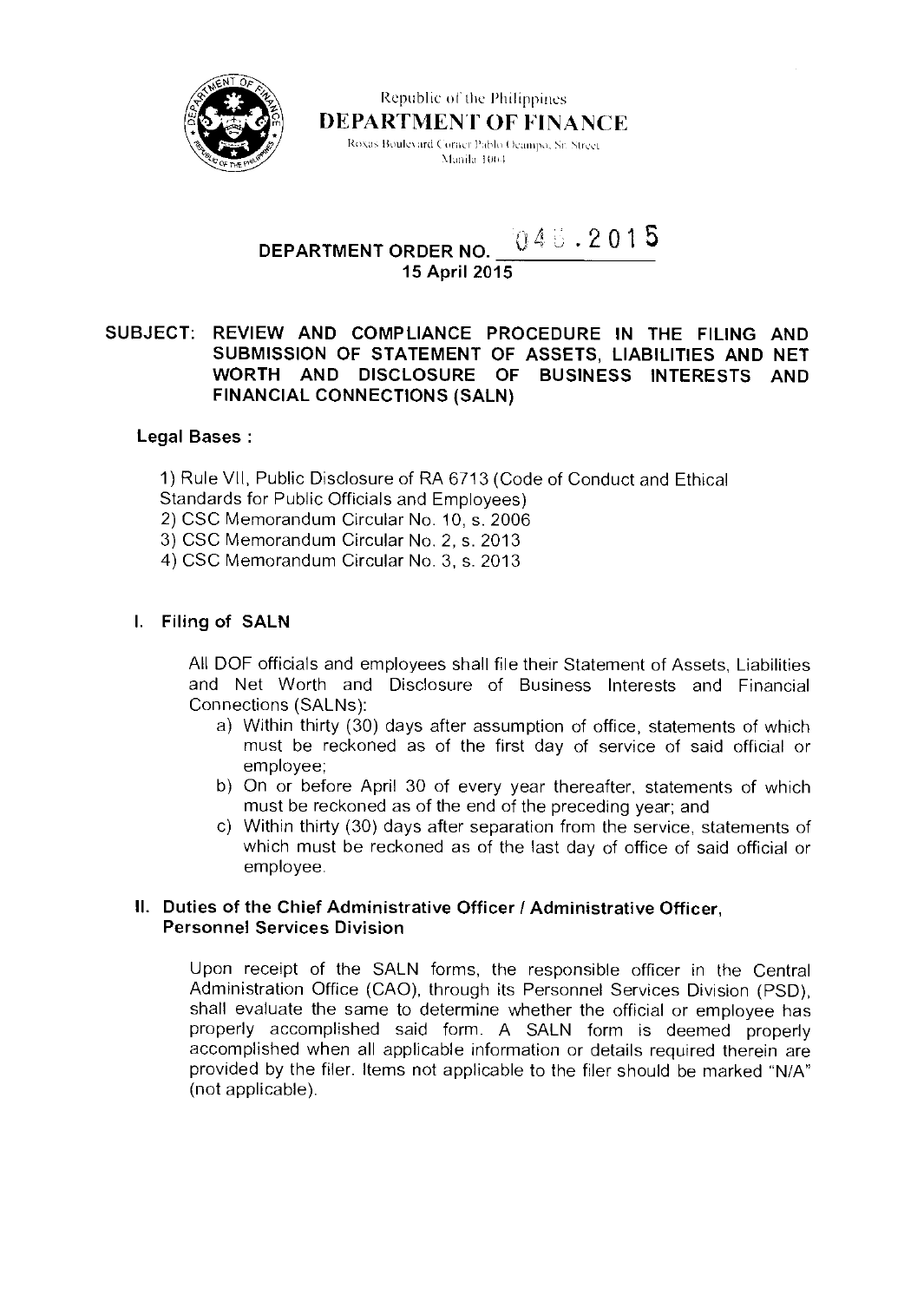Republic of the Philippines
**DEPARTMENT OF FINANCE**
Roxas Boulevard Corner Pablo Ocampo, Sr. Street
Manila 1004

## DEPARTMENT ORDER NO. 045.2015
**15 April 2015**

**SUBJECT: REVIEW AND COMPLIANCE PROCEDURE IN THE FILING AND SUBMISSION OF STATEMENT OF ASSETS, LIABILITIES AND NET WORTH AND DISCLOSURE OF BUSINESS INTERESTS AND FINANCIAL CONNECTIONS (SALN)**

**Legal Bases :**

1) Rule VII, Public Disclosure of RA 6713 (Code of Conduct and Ethical Standards for Public Officials and Employees)
2) CSC Memorandum Circular No. 10, s. 2006
3) CSC Memorandum Circular No. 2, s. 2013
4) CSC Memorandum Circular No. 3, s. 2013

### I. Filing of SALN

All DOF officials and employees shall file their Statement of Assets, Liabilities and Net Worth and Disclosure of Business Interests and Financial Connections (SALNs):

a) Within thirty (30) days after assumption of office, statements of which must be reckoned as of the first day of service of said official or employee;
b) On or before April 30 of every year thereafter, statements of which must be reckoned as of the end of the preceding year; and
c) Within thirty (30) days after separation from the service, statements of which must be reckoned as of the last day of office of said official or employee.

### II. Duties of the Chief Administrative Officer / Administrative Officer, Personnel Services Division

Upon receipt of the SALN forms, the responsible officer in the Central Administration Office (CAO), through its Personnel Services Division (PSD), shall evaluate the same to determine whether the official or employee has properly accomplished said form. A SALN form is deemed properly accomplished when all applicable information or details required therein are provided by the filer. Items not applicable to the filer should be marked "N/A" (not applicable).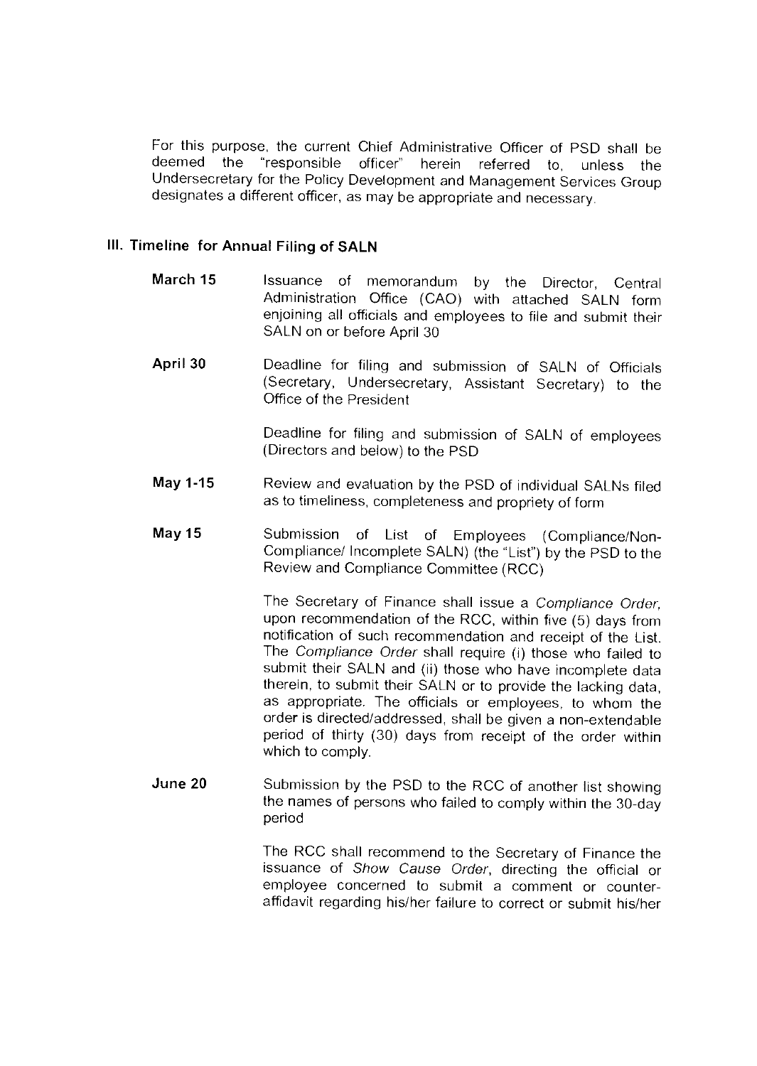For this purpose, the current Chief Administrative Officer of PSD shall be deemed the "responsible officer" herein referred to, unless the Undersecretary for the Policy Development and Management Services Group designates a different officer, as may be appropriate and necessary.

## III. Timeline for Annual Filing of SALN

**March 15** — Issuance of memorandum by the Director, Central Administration Office (CAO) with attached SALN form enjoining all officials and employees to file and submit their SALN on or before April 30

**April 30** — Deadline for filing and submission of SALN of Officials (Secretary, Undersecretary, Assistant Secretary) to the Office of the President

Deadline for filing and submission of SALN of employees (Directors and below) to the PSD

**May 1-15** — Review and evaluation by the PSD of individual SALNs filed as to timeliness, completeness and propriety of form

**May 15** — Submission of List of Employees (Compliance/Non-Compliance/ Incomplete SALN) (the "List") by the PSD to the Review and Compliance Committee (RCC)

The Secretary of Finance shall issue a *Compliance Order*, upon recommendation of the RCC, within five (5) days from notification of such recommendation and receipt of the List. The *Compliance Order* shall require (i) those who failed to submit their SALN and (ii) those who have incomplete data therein, to submit their SALN or to provide the lacking data, as appropriate. The officials or employees, to whom the order is directed/addressed, shall be given a non-extendable period of thirty (30) days from receipt of the order within which to comply.

**June 20** — Submission by the PSD to the RCC of another list showing the names of persons who failed to comply within the 30-day period

The RCC shall recommend to the Secretary of Finance the issuance of *Show Cause Order*, directing the official or employee concerned to submit a comment or counter-affidavit regarding his/her failure to correct or submit his/her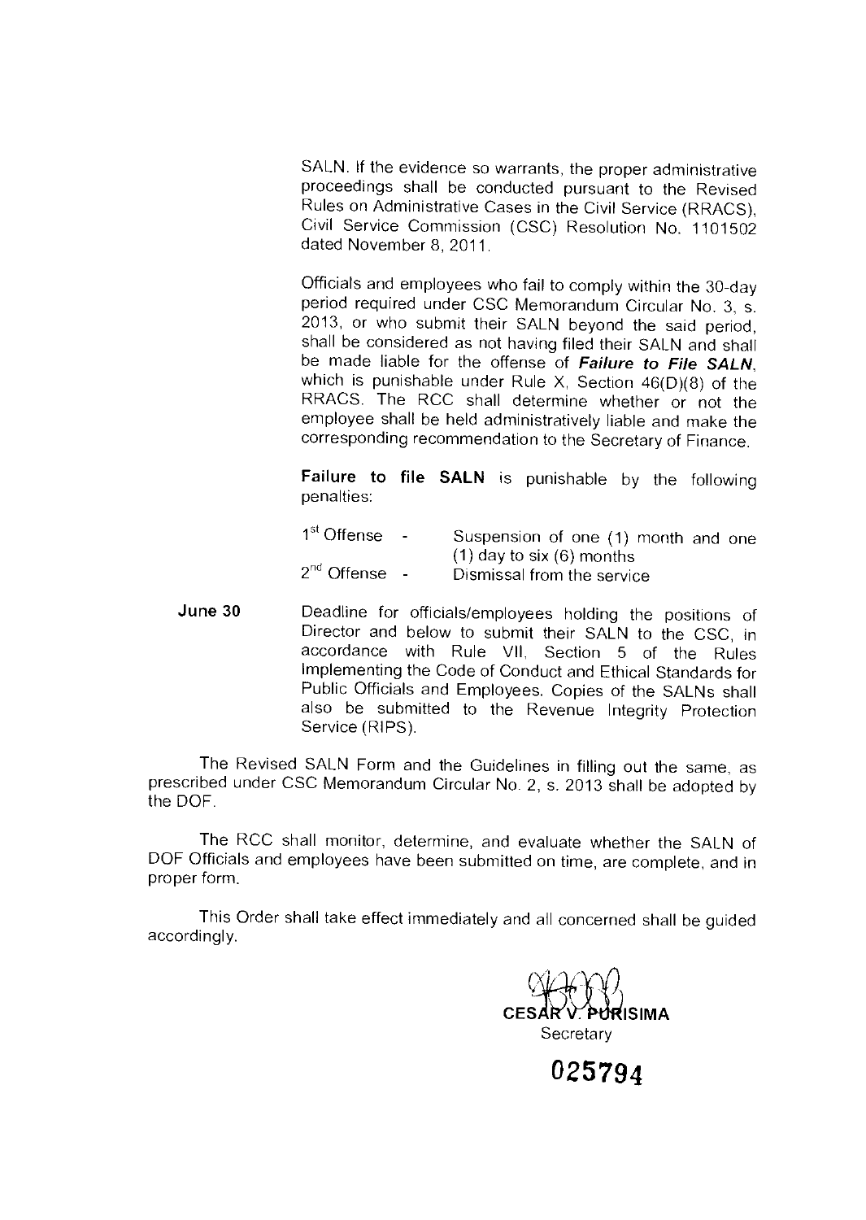SALN. If the evidence so warrants, the proper administrative proceedings shall be conducted pursuant to the Revised Rules on Administrative Cases in the Civil Service (RRACS), Civil Service Commission (CSC) Resolution No. 1101502 dated November 8, 2011.

Officials and employees who fail to comply within the 30-day period required under CSC Memorandum Circular No. 3, s. 2013, or who submit their SALN beyond the said period, shall be considered as not having filed their SALN and shall be made liable for the offense of ***Failure to File SALN***, which is punishable under Rule X, Section 46(D)(8) of the RRACS. The RCC shall determine whether or not the employee shall be held administratively liable and make the corresponding recommendation to the Secretary of Finance.

**Failure to file SALN** is punishable by the following penalties:

| | | |
|---|---|---|
| 1st Offense | - | Suspension of one (1) month and one (1) day to six (6) months |
| 2nd Offense | - | Dismissal from the service |

**June 30** Deadline for officials/employees holding the positions of Director and below to submit their SALN to the CSC, in accordance with Rule VII, Section 5 of the Rules Implementing the Code of Conduct and Ethical Standards for Public Officials and Employees. Copies of the SALNs shall also be submitted to the Revenue Integrity Protection Service (RIPS).

The Revised SALN Form and the Guidelines in filling out the same, as prescribed under CSC Memorandum Circular No. 2, s. 2013 shall be adopted by the DOF.

The RCC shall monitor, determine, and evaluate whether the SALN of DOF Officials and employees have been submitted on time, are complete, and in proper form.

This Order shall take effect immediately and all concerned shall be guided accordingly.

**CESAR V. PURISIMA**
Secretary

**025794**